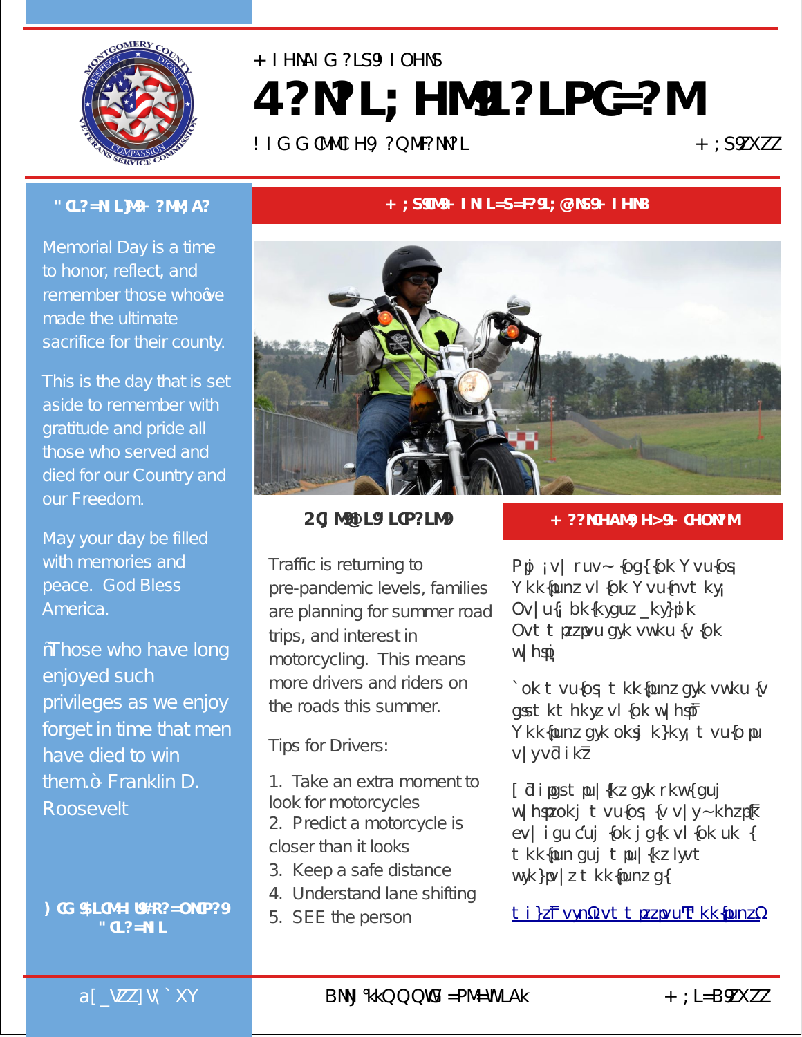+ I HNAI G ?LS9 I OHNS

# 4?N?L; HMS1?LPG=?M

! I G G OMMI H9 ?QMF?NN?L — + ; S9ZXZZ

## " CL?=NI L]M9+ ?MM;A?

Memorial Day is a time to honor, reflect, and remember those whoòve made the ultimate sacrifice for their county.

This is the day that is set aside to remember with gratitude and pride all those who served and died for our Country and our Freedom.

May your day be filled with memories and peace. God Bless America.

ñThose who have long enjoyed such privileges as we enjoy forget in time that men have died to win them.ò - Franklin D. Roosevelt

) CG $LOM-I L9#R?=ONP?9 " CL?=NI L

## + ; S9OM9+ I NI L=S=F?9 L; @NS9+ I HNB

### 2CJ M9@I L9 L CP?LM9

Traffic is returning to pre-pandemic levels, families are planning for summer road trips, and interest in motorcycling. This means more drivers and riders on the roads this summer.

Tips for Drivers:

1. Take an extra moment to look for motorcycles
2. Predict a motorcycle is closer than it looks
3. Keep a safe distance
4. Understand lane shifting
5. SEE the person

### + ??NCHAM9 H>9+ CHONºM

Pp ¡v| ruv~ {og{{ok Yvu{os Ykk{unz vl {ok Yvu{nvt ky¡ Ov|u{¡ bk{kyguz _ky}pok Ovt t pzzpvu gyk vwku {v {ok w|hsp

`ok t vu{os t kk{unz gyk vwku {v gsst kt hkyz vl {ok w|hsp Ykk{unz gyk oksj k}ky¡ t vu{o pu v|yvd i kz

[ di pgst pu|{kz gyk rkw{guj w|hspzokj t vu{os {v v|y~khzp{k ev| i gu cuj {ok j g{k vl {ok uk { t kk{pun guj t pu|{kz lyvt wyk}pv|z t kk{punz g{

t i }z vyn Ovt t pzzpvu T kk{punz

a[_VZZ]V(` XY — BNNJ °kkQQQW =PM=WLAk — + ; L=B9ZXZZ